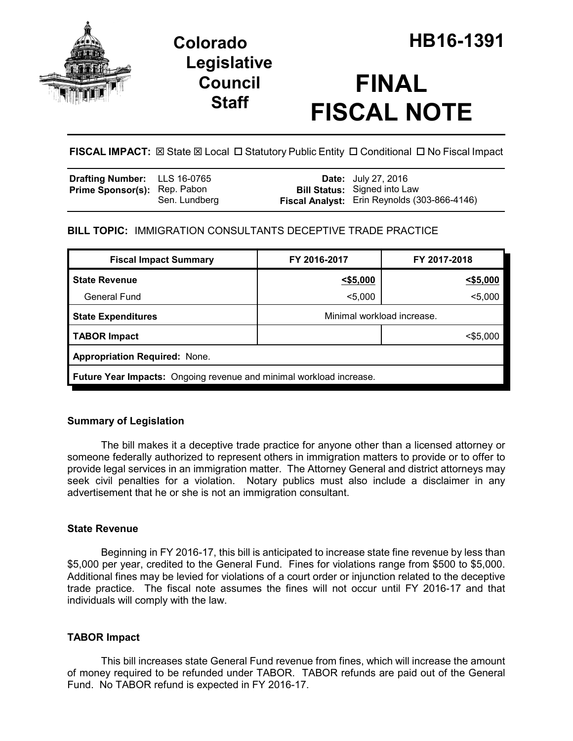# Colorado Legislative Council Staff

# HB16-1391

# FINAL FISCAL NOTE

**FISCAL IMPACT:** ☒ State ☒ Local ☐ Statutory Public Entity ☐ Conditional ☐ No Fiscal Impact

| | | | |
|---|---|---|---|
| **Drafting Number:** | LLS 16-0765 | **Date:** | July 27, 2016 |
| **Prime Sponsor(s):** | Rep. Pabon<br>Sen. Lundberg | **Bill Status:** | Signed into Law |
| | | **Fiscal Analyst:** | Erin Reynolds (303-866-4146) |

**BILL TOPIC:** IMMIGRATION CONSULTANTS DECEPTIVE TRADE PRACTICE

| Fiscal Impact Summary | FY 2016-2017 | FY 2017-2018 |
|---|---|---|
| **State Revenue** | <$5,000 | <$5,000 |
| General Fund | <5,000 | <5,000 |
| **State Expenditures** | Minimal workload increase. | |
| **TABOR Impact** | | <$5,000 |
| **Appropriation Required:** None. | | |
| **Future Year Impacts:** Ongoing revenue and minimal workload increase. | | |

### Summary of Legislation

The bill makes it a deceptive trade practice for anyone other than a licensed attorney or someone federally authorized to represent others in immigration matters to provide or to offer to provide legal services in an immigration matter. The Attorney General and district attorneys may seek civil penalties for a violation. Notary publics must also include a disclaimer in any advertisement that he or she is not an immigration consultant.

### State Revenue

Beginning in FY 2016-17, this bill is anticipated to increase state fine revenue by less than $5,000 per year, credited to the General Fund. Fines for violations range from $500 to $5,000. Additional fines may be levied for violations of a court order or injunction related to the deceptive trade practice. The fiscal note assumes the fines will not occur until FY 2016-17 and that individuals will comply with the law.

### TABOR Impact

This bill increases state General Fund revenue from fines, which will increase the amount of money required to be refunded under TABOR. TABOR refunds are paid out of the General Fund. No TABOR refund is expected in FY 2016-17.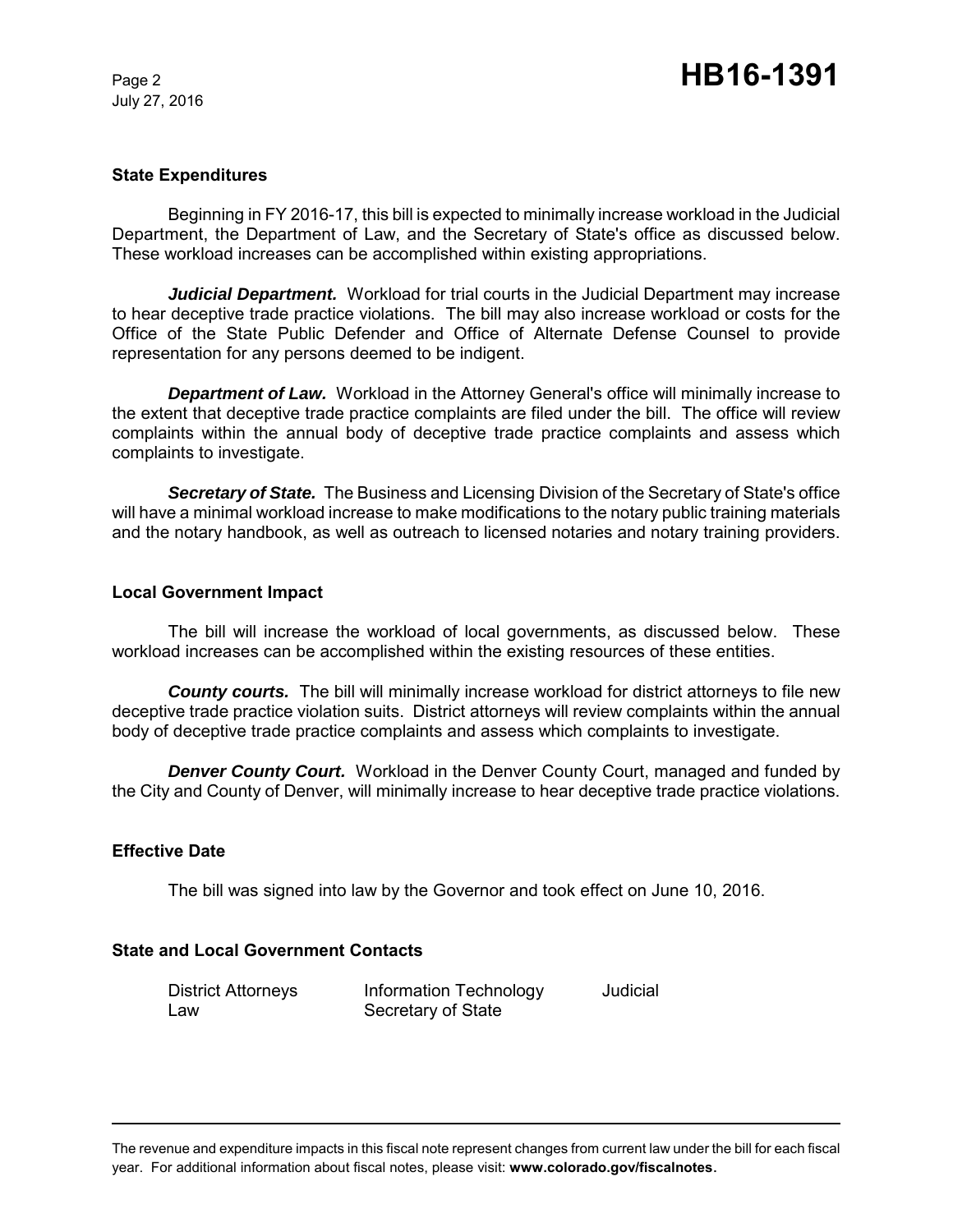### State Expenditures

Beginning in FY 2016-17, this bill is expected to minimally increase workload in the Judicial Department, the Department of Law, and the Secretary of State's office as discussed below. These workload increases can be accomplished within existing appropriations.

***Judicial Department.*** Workload for trial courts in the Judicial Department may increase to hear deceptive trade practice violations. The bill may also increase workload or costs for the Office of the State Public Defender and Office of Alternate Defense Counsel to provide representation for any persons deemed to be indigent.

***Department of Law.*** Workload in the Attorney General's office will minimally increase to the extent that deceptive trade practice complaints are filed under the bill. The office will review complaints within the annual body of deceptive trade practice complaints and assess which complaints to investigate.

***Secretary of State.*** The Business and Licensing Division of the Secretary of State's office will have a minimal workload increase to make modifications to the notary public training materials and the notary handbook, as well as outreach to licensed notaries and notary training providers.

### Local Government Impact

The bill will increase the workload of local governments, as discussed below. These workload increases can be accomplished within the existing resources of these entities.

***County courts.*** The bill will minimally increase workload for district attorneys to file new deceptive trade practice violation suits. District attorneys will review complaints within the annual body of deceptive trade practice complaints and assess which complaints to investigate.

***Denver County Court.*** Workload in the Denver County Court, managed and funded by the City and County of Denver, will minimally increase to hear deceptive trade practice violations.

### Effective Date

The bill was signed into law by the Governor and took effect on June 10, 2016.

### State and Local Government Contacts

| | | |
|---|---|---|
| District Attorneys | Information Technology | Judicial |
| Law | Secretary of State | |

The revenue and expenditure impacts in this fiscal note represent changes from current law under the bill for each fiscal year. For additional information about fiscal notes, please visit: **www.colorado.gov/fiscalnotes.**